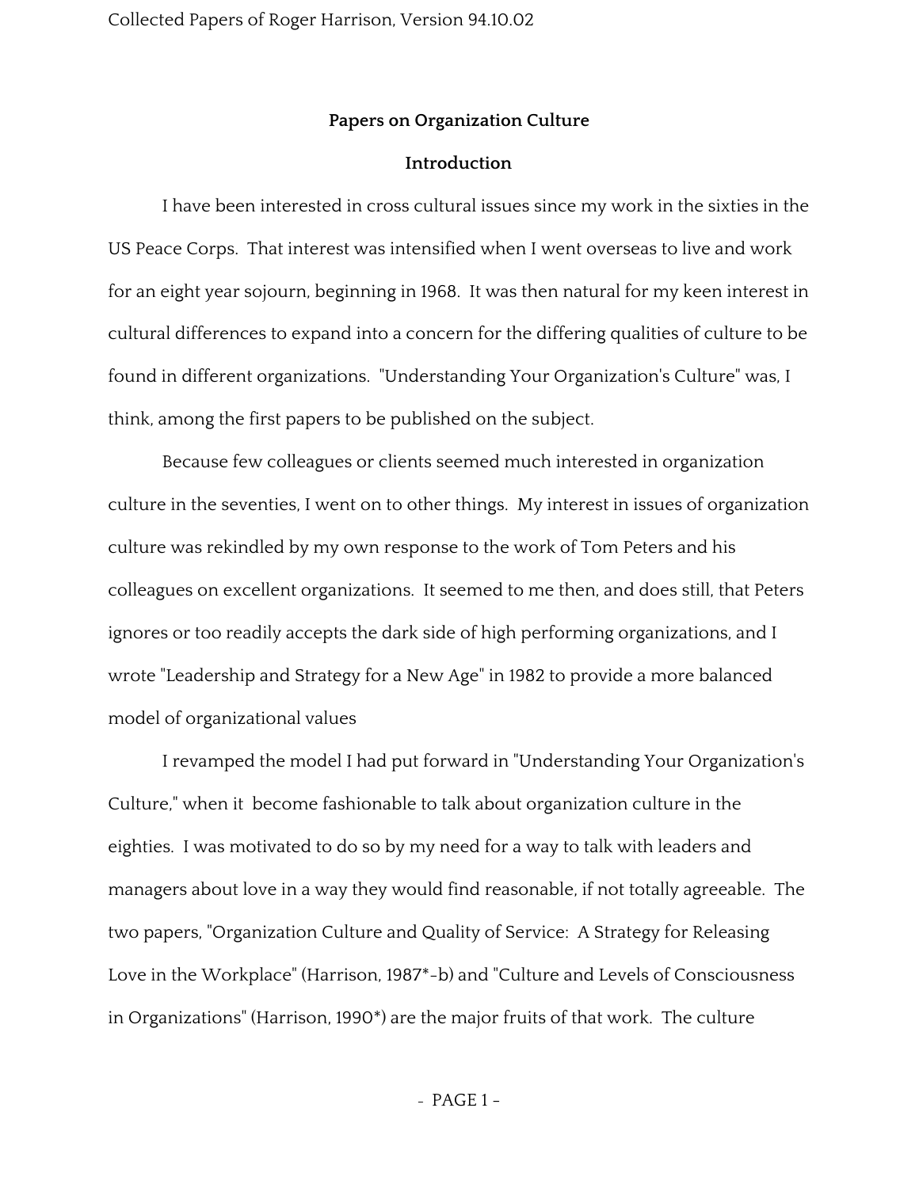## Papers on Organization Culture

### Introduction

I have been interested in cross cultural issues since my work in the sixties in the US Peace Corps. That interest was intensified when I went overseas to live and work for an eight year sojourn, beginning in 1968. It was then natural for my keen interest in cultural differences to expand into a concern for the differing qualities of culture to be found in different organizations. "Understanding Your Organization's Culture" was, I think, among the first papers to be published on the subject.

Because few colleagues or clients seemed much interested in organization culture in the seventies, I went on to other things. My interest in issues of organization culture was rekindled by my own response to the work of Tom Peters and his colleagues on excellent organizations. It seemed to me then, and does still, that Peters ignores or too readily accepts the dark side of high performing organizations, and I wrote "Leadership and Strategy for a New Age" in 1982 to provide a more balanced model of organizational values

I revamped the model I had put forward in "Understanding Your Organization's Culture," when it become fashionable to talk about organization culture in the eighties. I was motivated to do so by my need for a way to talk with leaders and managers about love in a way they would find reasonable, if not totally agreeable. The two papers, "Organization Culture and Quality of Service: A Strategy for Releasing Love in the Workplace" (Harrison, 1987*-b) and "Culture and Levels of Consciousness in Organizations" (Harrison, 1990*) are the major fruits of that work. The culture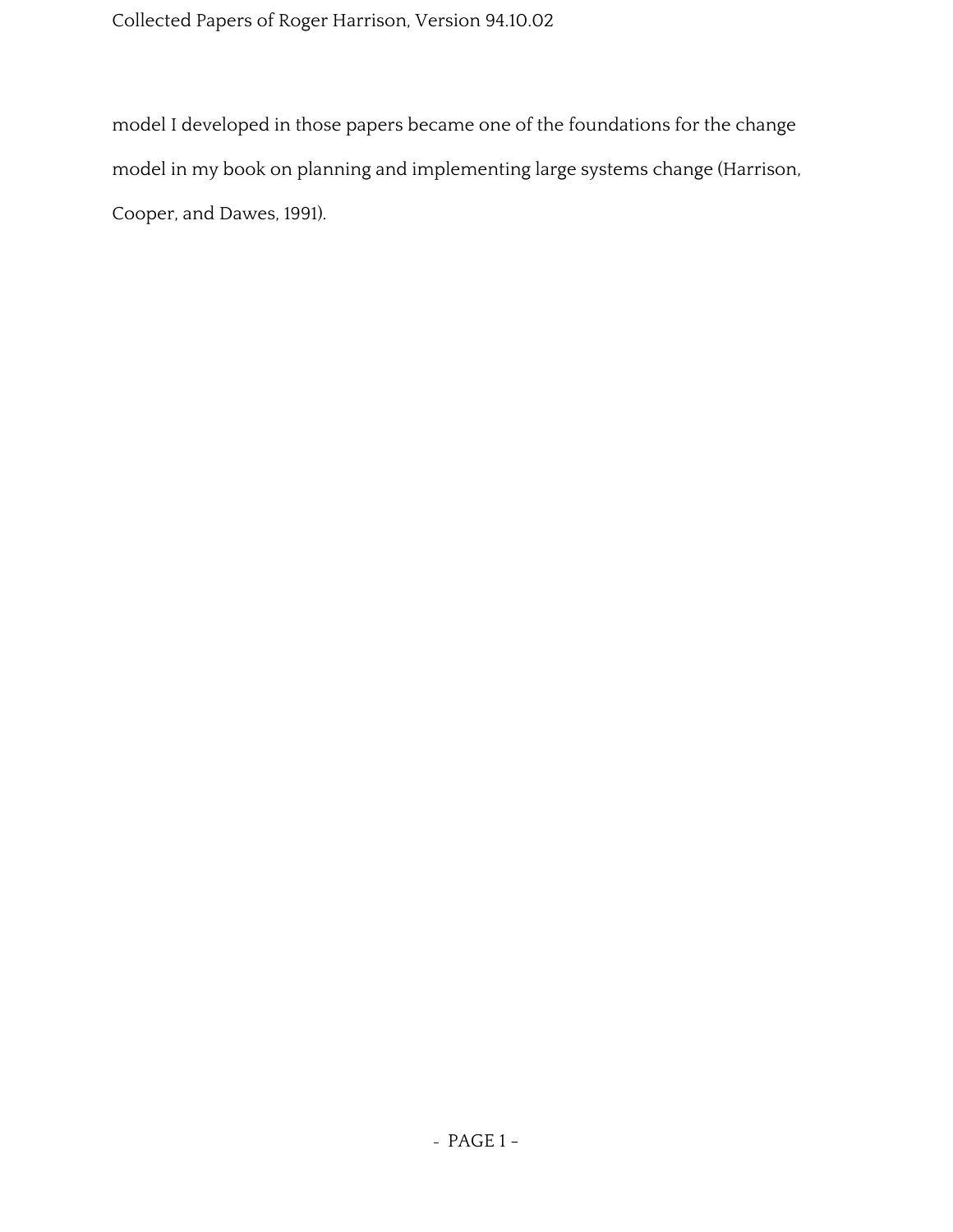model I developed in those papers became one of the foundations for the change model in my book on planning and implementing large systems change (Harrison, Cooper, and Dawes, 1991).